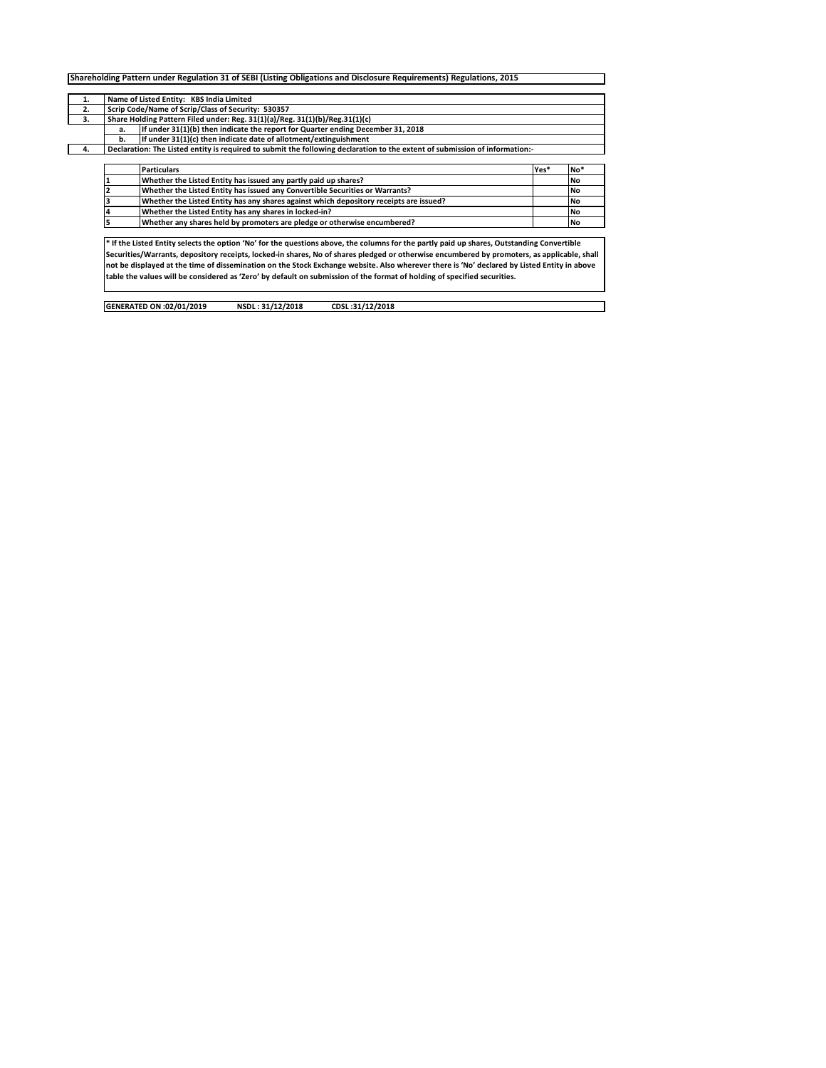**Shareholding Pattern under Regulation 31 of SEBI (Listing Obligations and Disclosure Requirements) Regulations, 2015**

| | | |
|---|---|---|
| 1. | Name of Listed Entity: KBS India Limited | |
| 2. | Scrip Code/Name of Scrip/Class of Security: 530357 | |
| 3. | Share Holding Pattern Filed under: Reg. 31(1)(a)/Reg. 31(1)(b)/Reg.31(1)(c) | |
| | a. | If under 31(1)(b) then indicate the report for Quarter ending December 31, 2018 |
| | b. | If under 31(1)(c) then indicate date of allotment/extinguishment |
| 4. | Declaration: The Listed entity is required to submit the following declaration to the extent of submission of information:- | |

| | Particulars | Yes* | No* |
|---|---|---|---|
| 1 | Whether the Listed Entity has issued any partly paid up shares? | | No |
| 2 | Whether the Listed Entity has issued any Convertible Securities or Warrants? | | No |
| 3 | Whether the Listed Entity has any shares against which depository receipts are issued? | | No |
| 4 | Whether the Listed Entity has any shares in locked-in? | | No |
| 5 | Whether any shares held by promoters are pledge or otherwise encumbered? | | No |

**\* If the Listed Entity selects the option 'No' for the questions above, the columns for the partly paid up shares, Outstanding Convertible Securities/Warrants, depository receipts, locked-in shares, No of shares pledged or otherwise encumbered by promoters, as applicable, shall not be displayed at the time of dissemination on the Stock Exchange website. Also wherever there is 'No' declared by Listed Entity in above table the values will be considered as 'Zero' by default on submission of the format of holding of specified securities.**

**GENERATED ON :02/01/2019 NSDL : 31/12/2018 CDSL :31/12/2018**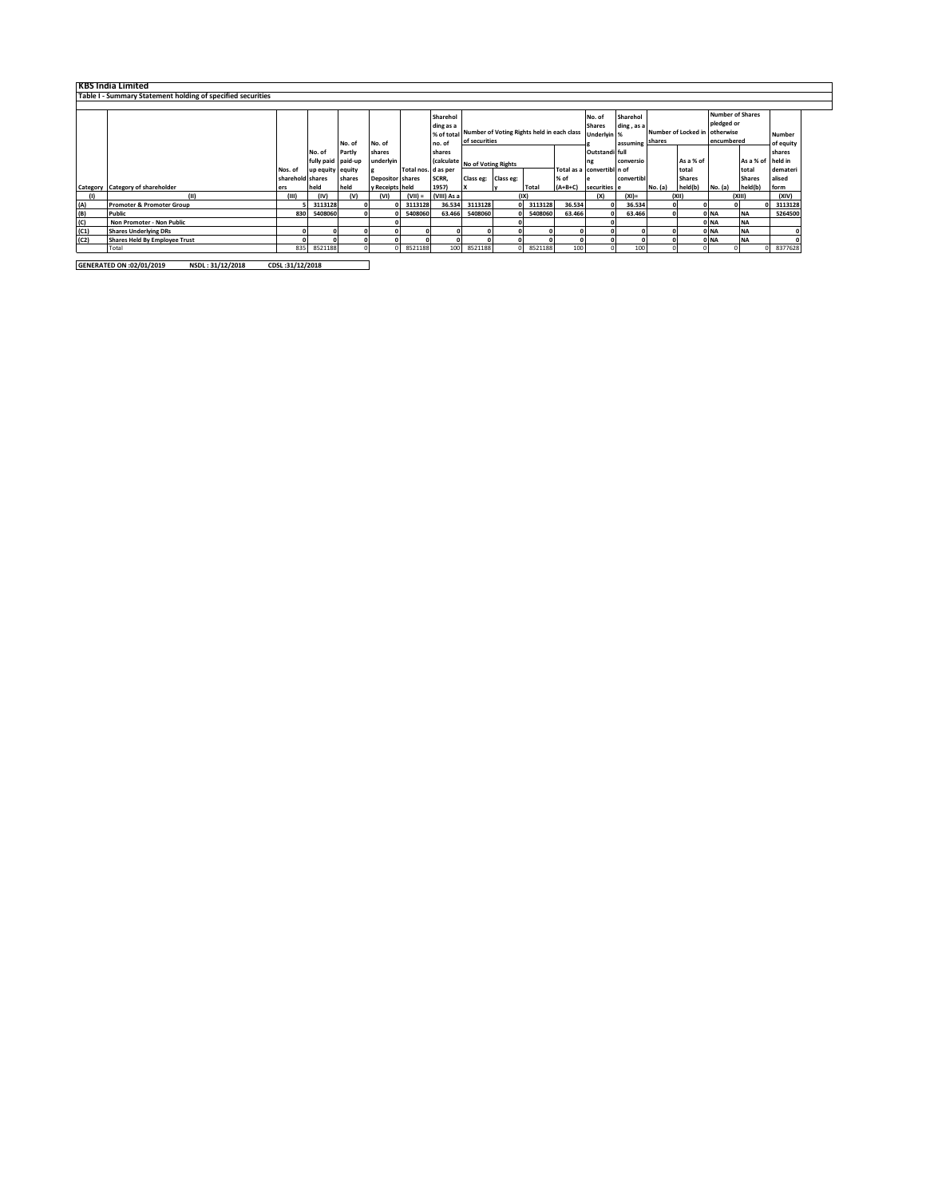# KBS India Limited

## Table I - Summary Statement holding of specified securities

| Category | Category of shareholder | Nos. of shareholders | No. of fully paid up equity shares held | No. of Partly paid-up equity shares held | No. of shares underlying Depository Receipts | Total nos. shares held | Shareholding as a % of total no. of shares (calculated as per SCRR, 1957) | Number of Voting Rights held in each class of securities | | | | No. of Shares Underlying Outstanding convertible securities | Shareholding , as a % assuming full conversion of convertible | Number of Locked in shares | | Number of Shares pledged or otherwise encumbered | | Number of equity shares held in dematerialised form |
|---|---|---|---|---|---|---|---|---|---|---|---|---|---|---|---|---|---|---|
| | | | | | | | | No of Voting Rights | | | Total as a % of (A+B+C) | | | No. (a) | As a % of total Shares held(b) | No. (a) | As a % of total Shares held(b) | |
| | | | | | | | | Class eg: X | Class eg: y | Total | | | | | | | | |
| (I) | (II) | (III) | (IV) | (V) | (VI) | (VII) = | (VIII) As a | (IX) | | | | (X) | (XI)= | (XII) | | (XIII) | | (XIV) |
| (A) | Promoter & Promoter Group | 5 | 3113128 | 0 | 0 | 3113128 | 36.534 | 3113128 | 0 | 3113128 | 36.534 | 0 | 36.534 | 0 | 0 | 0 | 0 | 3113128 |
| (B) | Public | 830 | 5408060 | 0 | 0 | 5408060 | 63.466 | 5408060 | 0 | 5408060 | 63.466 | 0 | 63.466 | 0 | 0 | NA | NA | 5264500 |
| (C) | Non Promoter - Non Public | | | | 0 | | | | 0 | | | 0 | | | 0 | NA | NA | |
| (C1) | Shares Underlying DRs | 0 | 0 | 0 | 0 | 0 | 0 | 0 | 0 | 0 | 0 | 0 | 0 | 0 | 0 | NA | NA | 0 |
| (C2) | Shares Held By Employee Trust | 0 | 0 | 0 | 0 | 0 | 0 | 0 | 0 | 0 | 0 | 0 | 0 | 0 | 0 | NA | NA | 0 |
| | Total | 835 | 8521188 | 0 | 0 | 8521188 | 100 | 8521188 | 0 | 8521188 | 100 | 0 | 100 | 0 | 0 | 0 | 0 | 8377628 |

GENERATED ON :02/01/2019 NSDL : 31/12/2018 CDSL :31/12/2018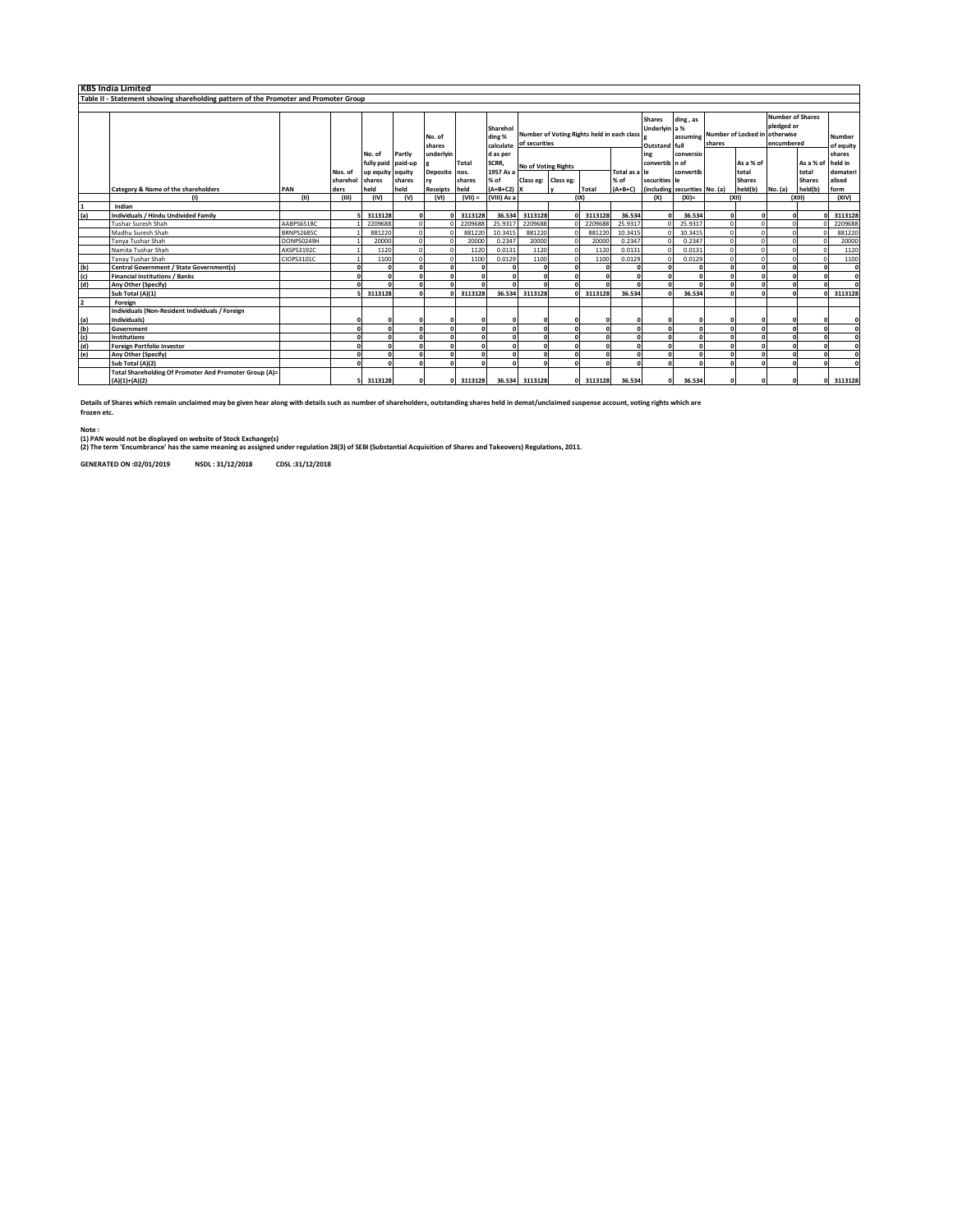**KBS India Limited**

**Table II - Statement showing shareholding pattern of the Promoter and Promoter Group**

| | Category & Name of the shareholders | PAN | Nos. of shareholders | No. of fully paid up equity shares held | Partly paid-up equity shares held | No. of shares underlying Depository Receipts | Total nos. shares held | Shareholding % calculated as per SCRR, 1957 As a % of (A+B+C2) | Number of Voting Rights held in each class of securities | | | | Shares Underlying Outstanding convertible securities (including | Shareholding, as a % assuming full conversion of convertible securities | Number of Locked in shares | | Number of Shares pledged or otherwise encumbered | | Number of equity shares held in dematerialised form |
|---|---|---|---|---|---|---|---|---|---|---|---|---|---|---|---|---|---|---|---|
| | | | | | | | | | No of Voting Rights | | | Total as a % of (A+B+C) | | | No. (a) | As a % of total Shares held(b) | No. (a) | As a % of total Shares held(b) | |
| | | | | | | | | | Class eg: X | Class eg: y | Total | | | | | | | | |
| | (I) | (II) | (III) | (IV) | (V) | (VI) | (VII) = | (VIII) As a | (IX) | | | | (X) | (XI)= | (XII) | | (XIII) | | (XIV) |
| 1 | **Indian** | | | | | | | | | | | | | | | | | | |
| (a) | **Individuals / Hindu Undivided Family** | | 5 | 3113128 | 0 | 0 | 3113128 | 36.534 | 3113128 | 0 | 3113128 | 36.534 | 0 | 36.534 | 0 | 0 | 0 | 0 | 3113128 |
| | Tushar Suresh Shah | AABPS6518C | 1 | 2209688 | 0 | 0 | 2209688 | 25.9317 | 2209688 | 0 | 2209688 | 25.9317 | 0 | 25.9317 | 0 | 0 | 0 | 0 | 2209688 |
| | Madhu Suresh Shah | BRNPS2685C | 1 | 881220 | 0 | 0 | 881220 | 10.3415 | 881220 | 0 | 881220 | 10.3415 | 0 | 10.3415 | 0 | 0 | 0 | 0 | 881220 |
| | Tanya Tushar Shah | DONPS0249H | 1 | 20000 | 0 | 0 | 20000 | 0.2347 | 20000 | 0 | 20000 | 0.2347 | 0 | 0.2347 | 0 | 0 | 0 | 0 | 20000 |
| | Namita Tushar Shah | AXSPS3192C | 1 | 1120 | 0 | 0 | 1120 | 0.0131 | 1120 | 0 | 1120 | 0.0131 | 0 | 0.0131 | 0 | 0 | 0 | 0 | 1120 |
| | Tanay Tushar Shah | CIOPS3101C | 1 | 1100 | 0 | 0 | 1100 | 0.0129 | 1100 | 0 | 1100 | 0.0129 | 0 | 0.0129 | 0 | 0 | 0 | 0 | 1100 |
| (b) | **Central Government / State Government(s)** | | 0 | 0 | 0 | 0 | 0 | 0 | 0 | 0 | 0 | 0 | 0 | 0 | 0 | 0 | 0 | 0 | 0 |
| (c) | **Financial Institutions / Banks** | | 0 | 0 | 0 | 0 | 0 | 0 | 0 | 0 | 0 | 0 | 0 | 0 | 0 | 0 | 0 | 0 | 0 |
| (d) | **Any Other (Specify)** | | 0 | 0 | 0 | 0 | 0 | 0 | 0 | 0 | 0 | 0 | 0 | 0 | 0 | 0 | 0 | 0 | 0 |
| | **Sub Total (A)(1)** | | 5 | 3113128 | 0 | 0 | 3113128 | 36.534 | 3113128 | 0 | 3113128 | 36.534 | 0 | 36.534 | 0 | 0 | 0 | 0 | 3113128 |
| 2 | **Foreign** | | | | | | | | | | | | | | | | | | |
| (a) | **Individuals (Non-Resident Individuals / Foreign Individuals)** | | 0 | 0 | 0 | 0 | 0 | 0 | 0 | 0 | 0 | 0 | 0 | 0 | 0 | 0 | 0 | 0 | 0 |
| (b) | **Government** | | 0 | 0 | 0 | 0 | 0 | 0 | 0 | 0 | 0 | 0 | 0 | 0 | 0 | 0 | 0 | 0 | 0 |
| (c) | **Institutions** | | 0 | 0 | 0 | 0 | 0 | 0 | 0 | 0 | 0 | 0 | 0 | 0 | 0 | 0 | 0 | 0 | 0 |
| (d) | **Foreign Portfolio Investor** | | 0 | 0 | 0 | 0 | 0 | 0 | 0 | 0 | 0 | 0 | 0 | 0 | 0 | 0 | 0 | 0 | 0 |
| (e) | **Any Other (Specify)** | | 0 | 0 | 0 | 0 | 0 | 0 | 0 | 0 | 0 | 0 | 0 | 0 | 0 | 0 | 0 | 0 | 0 |
| | **Sub Total (A)(2)** | | 0 | 0 | 0 | 0 | 0 | 0 | 0 | 0 | 0 | 0 | 0 | 0 | 0 | 0 | 0 | 0 | 0 |
| | **Total Shareholding Of Promoter And Promoter Group (A)= (A)(1)+(A)(2)** | | 5 | 3113128 | 0 | 0 | 3113128 | 36.534 | 3113128 | 0 | 3113128 | 36.534 | 0 | 36.534 | 0 | 0 | 0 | 0 | 3113128 |

**Details of Shares which remain unclaimed may be given hear along with details such as number of shareholders, outstanding shares held in demat/unclaimed suspense account, voting rights which are frozen etc.**

**Note :**

**(1) PAN would not be displayed on website of Stock Exchange(s)**

**(2) The term 'Encumbrance' has the same meaning as assigned under regulation 28(3) of SEBI (Substantial Acquisition of Shares and Takeovers) Regulations, 2011.**

**GENERATED ON :02/01/2019 NSDL : 31/12/2018 CDSL :31/12/2018**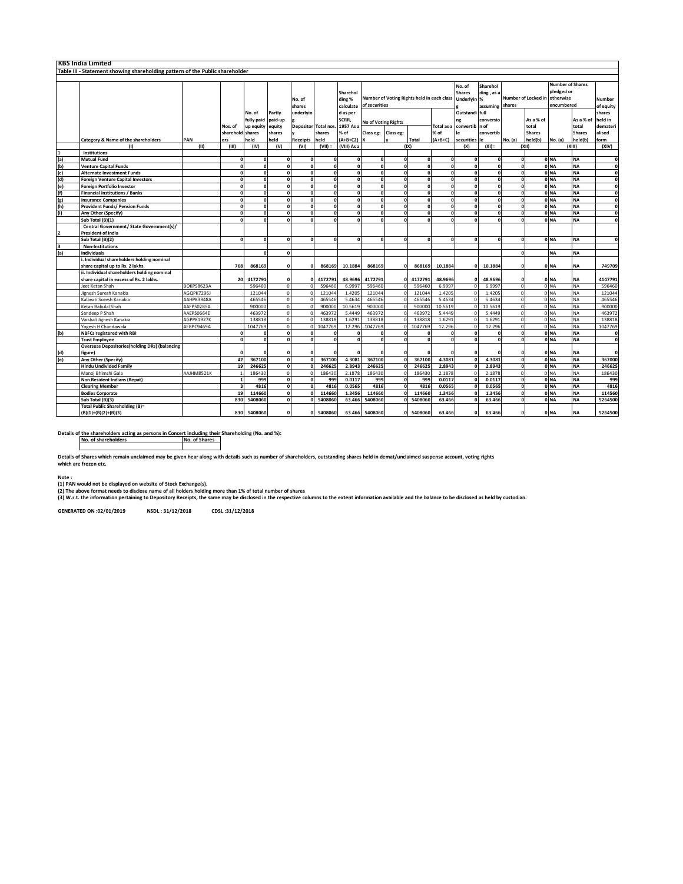# KBS India Limited

## Table III - Statement showing shareholding pattern of the Public shareholder

| | Category & Name of the shareholders | PAN | Nos. of shareholders | No. of fully paid up equity shares held | Partly paid-up equity shares held | No. of shares underlying Depository Receipts | Total nos. shares held | Shareholding % calculated as per SCRR, 1957 As a % of (A+B+C2) | Number of Voting Rights held in each class of securities | | | | No. of Shares Underlying Outstanding convertible securities | Shareholding, as a % assuming full conversion of convertible | Number of Locked in shares | | Number of Shares pledged or otherwise encumbered | | Number of equity shares held in dematerialised form |
|---|---|---|---|---|---|---|---|---|---|---|---|---|---|---|---|---|---|---|---|
| | | | | | | | | | No of Voting Rights | | | Total as a % of (A+B+C) | | | No. (a) | As a % of total Shares held(b) | No. (a) | As a % of total Shares held(b) | |
| | | | | | | | | | Class eg: X | Class eg: y | Total | | | | | | | | |
| | (I) | (II) | (III) | (IV) | (V) | (VI) | (VII) = | (VIII) As a | (IX) | | | | (X) | (XI)= | (XII) | | (XIII) | | (XIV) |
| 1 | Institutions | | | | | | | | | | | | | | | | | | |
| (a) | Mutual Fund | | 0 | 0 | 0 | 0 | 0 | 0 | 0 | 0 | 0 | 0 | 0 | 0 | 0 | 0 | NA | NA | 0 |
| (b) | Venture Capital Funds | | 0 | 0 | 0 | 0 | 0 | 0 | 0 | 0 | 0 | 0 | 0 | 0 | 0 | 0 | NA | NA | 0 |
| (c) | Alternate Investment Funds | | 0 | 0 | 0 | 0 | 0 | 0 | 0 | 0 | 0 | 0 | 0 | 0 | 0 | 0 | NA | NA | 0 |
| (d) | Foreign Venture Capital Investors | | 0 | 0 | 0 | 0 | 0 | 0 | 0 | 0 | 0 | 0 | 0 | 0 | 0 | 0 | NA | NA | 0 |
| (e) | Foreign Portfolio Investor | | 0 | 0 | 0 | 0 | 0 | 0 | 0 | 0 | 0 | 0 | 0 | 0 | 0 | 0 | NA | NA | 0 |
| (f) | Financial Institutions / Banks | | 0 | 0 | 0 | 0 | 0 | 0 | 0 | 0 | 0 | 0 | 0 | 0 | 0 | 0 | NA | NA | 0 |
| (g) | Insurance Companies | | 0 | 0 | 0 | 0 | 0 | 0 | 0 | 0 | 0 | 0 | 0 | 0 | 0 | 0 | NA | NA | 0 |
| (h) | Provident Funds/ Pension Funds | | 0 | 0 | 0 | 0 | 0 | 0 | 0 | 0 | 0 | 0 | 0 | 0 | 0 | 0 | NA | NA | 0 |
| (i) | Any Other (Specify) | | 0 | 0 | 0 | 0 | 0 | 0 | 0 | 0 | 0 | 0 | 0 | 0 | 0 | 0 | NA | NA | 0 |
| | Sub Total (B)(1) | | 0 | 0 | 0 | 0 | 0 | 0 | 0 | 0 | 0 | 0 | 0 | 0 | 0 | 0 | NA | NA | 0 |
| 2 | Central Government/ State Government(s)/ President of India | | | | | | | | | | | | | | | | | | |
| | Sub Total (B)(2) | | 0 | 0 | 0 | 0 | 0 | 0 | 0 | 0 | 0 | 0 | 0 | 0 | 0 | 0 | NA | NA | 0 |
| 3 | Non-Institutions | | | | | | | | | | | | | | | | | | |
| (a) | Individuals | | | 0 | 0 | | | | | | | | | | 0 | | NA | NA | |
| | i. Individual shareholders holding nominal share capital up to Rs. 2 lakhs. | | 768 | 868169 | 0 | 0 | 868169 | 10.1884 | 868169 | 0 | 868169 | 10.1884 | 0 | 10.1884 | 0 | 0 | NA | NA | 749709 |
| | ii. Individual shareholders holding nominal share capital in excess of Rs. 2 lakhs. | | 20 | 4172791 | 0 | 0 | 4172791 | 48.9696 | 4172791 | 0 | 4172791 | 48.9696 | 0 | 48.9696 | 0 | 0 | NA | NA | 4147791 |
| | Jeet Ketan Shah | BOKPS8623A | | 596460 | 0 | 0 | 596460 | 6.9997 | 596460 | 0 | 596460 | 6.9997 | 0 | 6.9997 | 0 | 0 | NA | NA | 596460 |
| | Jignesh Suresh Kanakia | AGQPK7296J | | 121044 | 0 | 0 | 121044 | 1.4205 | 121044 | 0 | 121044 | 1.4205 | 0 | 1.4205 | 0 | 0 | NA | NA | 121044 |
| | Kalavati Suresh Kanakia | AAHPK3948A | | 465546 | 0 | 0 | 465546 | 5.4634 | 465546 | 0 | 465546 | 5.4634 | 0 | 5.4634 | 0 | 0 | NA | NA | 465546 |
| | Ketan Babulal Shah | AAFPS0285A | | 900000 | 0 | 0 | 900000 | 10.5619 | 900000 | 0 | 900000 | 10.5619 | 0 | 10.5619 | 0 | 0 | NA | NA | 900000 |
| | Sandeep P Shah | AAEPS0664E | | 463972 | 0 | 0 | 463972 | 5.4449 | 463972 | 0 | 463972 | 5.4449 | 0 | 5.4449 | 0 | 0 | NA | NA | 463972 |
| | Vaishali Jignesh Kanakia | AGPPK1927K | | 138818 | 0 | 0 | 138818 | 1.6291 | 138818 | 0 | 138818 | 1.6291 | 0 | 1.6291 | 0 | 0 | NA | NA | 138818 |
| | Yogesh H Chandawala | AEBPC9469A | | 1047769 | 0 | 0 | 1047769 | 12.296 | 1047769 | 0 | 1047769 | 12.296 | 0 | 12.296 | 0 | 0 | NA | NA | 1047769 |
| (b) | NBFCs registered with RBI | | 0 | 0 | 0 | 0 | 0 | 0 | 0 | 0 | 0 | 0 | 0 | 0 | 0 | 0 | NA | NA | 0 |
| | Trust Employee | | 0 | 0 | 0 | 0 | 0 | 0 | 0 | 0 | 0 | 0 | 0 | 0 | 0 | 0 | NA | NA | 0 |
| (d) | Overseas Depositories(holding DRs) (balancing figure) | | 0 | 0 | 0 | 0 | 0 | 0 | 0 | 0 | 0 | 0 | 0 | 0 | 0 | 0 | NA | NA | 0 |
| (e) | Any Other (Specify) | | 42 | 367100 | 0 | 0 | 367100 | 4.3081 | 367100 | 0 | 367100 | 4.3081 | 0 | 4.3081 | 0 | 0 | NA | NA | 367000 |
| | Hindu Undivided Family | | 19 | 246625 | 0 | 0 | 246625 | 2.8943 | 246625 | 0 | 246625 | 2.8943 | 0 | 2.8943 | 0 | 0 | NA | NA | 246625 |
| | Manoj Bhimshi Gala | AAJHM8521K | 1 | 186430 | 0 | 0 | 186430 | 2.1878 | 186430 | 0 | 186430 | 2.1878 | 0 | 2.1878 | 0 | 0 | NA | NA | 186430 |
| | Non Resident Indians (Repat) | | 1 | 999 | 0 | 0 | 999 | 0.0117 | 999 | 0 | 999 | 0.0117 | 0 | 0.0117 | 0 | 0 | NA | NA | 999 |
| | Clearing Member | | 3 | 4816 | 0 | 0 | 4816 | 0.0565 | 4816 | 0 | 4816 | 0.0565 | 0 | 0.0565 | 0 | 0 | NA | NA | 4816 |
| | Bodies Corporate | | 19 | 114660 | 0 | 0 | 114660 | 1.3456 | 114660 | 0 | 114660 | 1.3456 | 0 | 1.3456 | 0 | 0 | NA | NA | 114560 |
| | Sub Total (B)(3) | | 830 | 5408060 | 0 | 0 | 5408060 | 63.466 | 5408060 | 0 | 5408060 | 63.466 | 0 | 63.466 | 0 | 0 | NA | NA | 5264500 |
| | Total Public Shareholding (B)= (B)(1)+(B)(2)+(B)(3) | | 830 | 5408060 | 0 | 0 | 5408060 | 63.466 | 5408060 | 0 | 5408060 | 63.466 | 0 | 63.466 | 0 | 0 | NA | NA | 5264500 |

**Details of the shareholders acting as persons in Concert including their Shareholding (No. and %):**

| No. of shareholders | No. of Shares |
|---|---|
| | |

**Details of Shares which remain unclaimed may be given hear along with details such as number of shareholders, outstanding shares held in demat/unclaimed suspense account, voting rights which are frozen etc.**

**Note :**

**(1) PAN would not be displayed on website of Stock Exchange(s).**

**(2) The above format needs to disclose name of all holders holding more than 1% of total number of shares**

**(3) W.r.t. the information pertaining to Depository Receipts, the same may be disclosed in the respective columns to the extent information available and the balance to be disclosed as held by custodian.**

**GENERATED ON :02/01/2019 NSDL : 31/12/2018 CDSL :31/12/2018**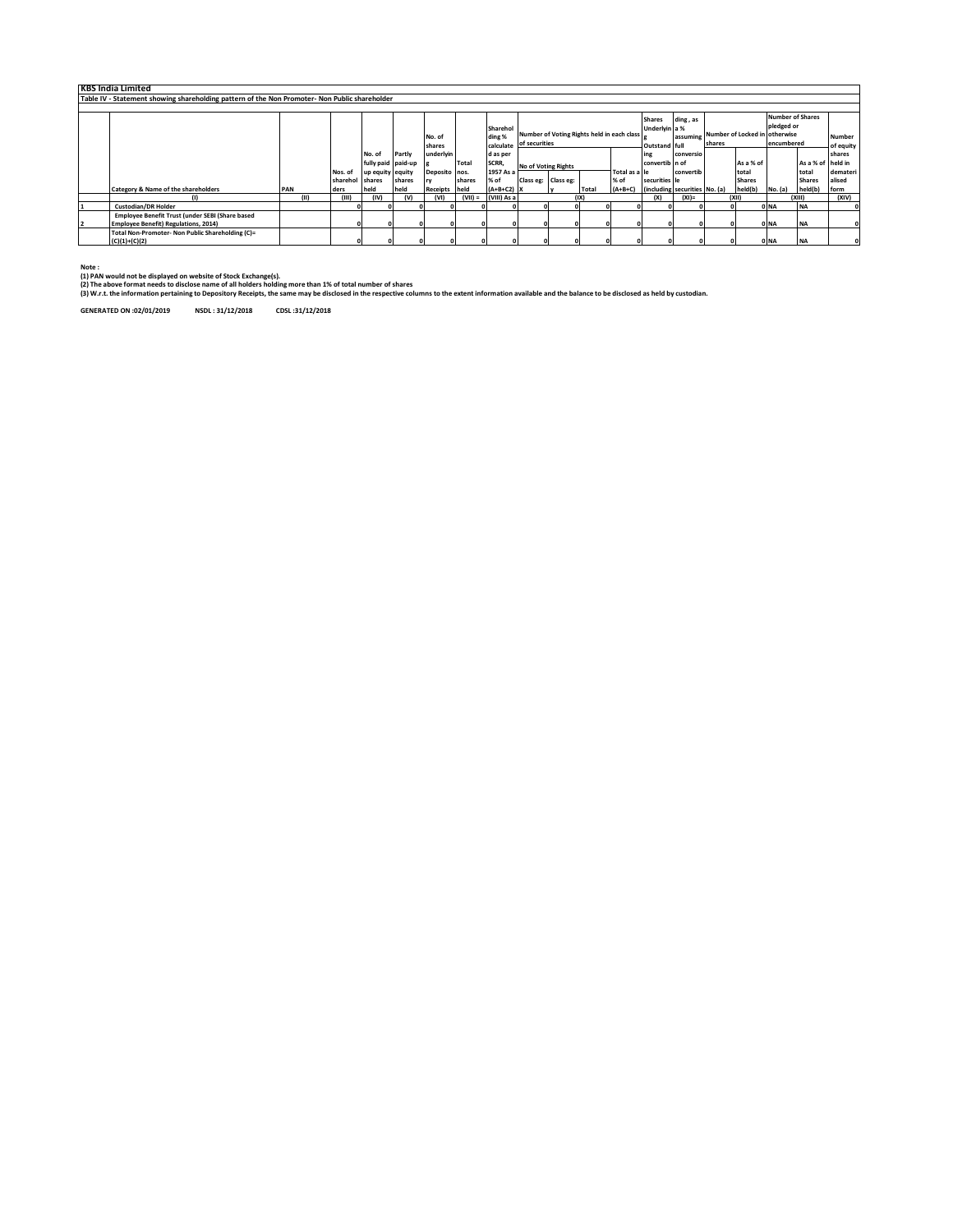**KBS India Limited**

**Table IV - Statement showing shareholding pattern of the Non Promoter- Non Public shareholder**

| | Category & Name of the shareholders | PAN | Nos. of shareholders | No. of fully paid up equity shares held | Partly paid-up equity shares held | No. of shares underlying Depository Receipts | Total nos. shares held | Shareholding % calculated as per SCRR, 1957 As a % of (A+B+C2) | Number of Voting Rights held in each class of securities | | | | Shares Underlying Outstanding convertible securities (including | Shareholding , as a % assuming full conversion of convertible securities | Number of Locked in shares | | Number of Shares pledged or otherwise encumbered | | Number of equity shares held in dematerialised form |
|---|---|---|---|---|---|---|---|---|---|---|---|---|---|---|---|---|---|---|---|
| | | | | | | | | | No of Voting Rights | | | Total as a % of (A+B+C) | | | No. (a) | As a % of total Shares held(b) | No. (a) | As a % of total Shares held(b) | |
| | | | | | | | | | Class eg: X | Class eg: y | Total | | | | | | | | |
| | (I) | (II) | (III) | (IV) | (V) | (VI) | (VII) = | (VIII) As a | (IX) | | | | (X) | (XI)= | (XII) | | (XIII) | | (XIV) |
| 1 | Custodian/DR Holder | | 0 | 0 | 0 | 0 | 0 | 0 | 0 | 0 | 0 | 0 | 0 | 0 | 0 | 0 | NA | NA | 0 |
| 2 | Employee Benefit Trust (under SEBI (Share based Employee Benefit) Regulations, 2014) | | 0 | 0 | 0 | 0 | 0 | 0 | 0 | 0 | 0 | 0 | 0 | 0 | 0 | 0 | NA | NA | 0 |
| | Total Non-Promoter- Non Public Shareholding (C)= (C)(1)+(C)(2) | | 0 | 0 | 0 | 0 | 0 | 0 | 0 | 0 | 0 | 0 | 0 | 0 | 0 | 0 | NA | NA | 0 |

**Note :**

**(1) PAN would not be displayed on website of Stock Exchange(s).**

**(2) The above format needs to disclose name of all holders holding more than 1% of total number of shares**

**(3) W.r.t. the information pertaining to Depository Receipts, the same may be disclosed in the respective columns to the extent information available and the balance to be disclosed as held by custodian.**

**GENERATED ON :02/01/2019 NSDL : 31/12/2018 CDSL :31/12/2018**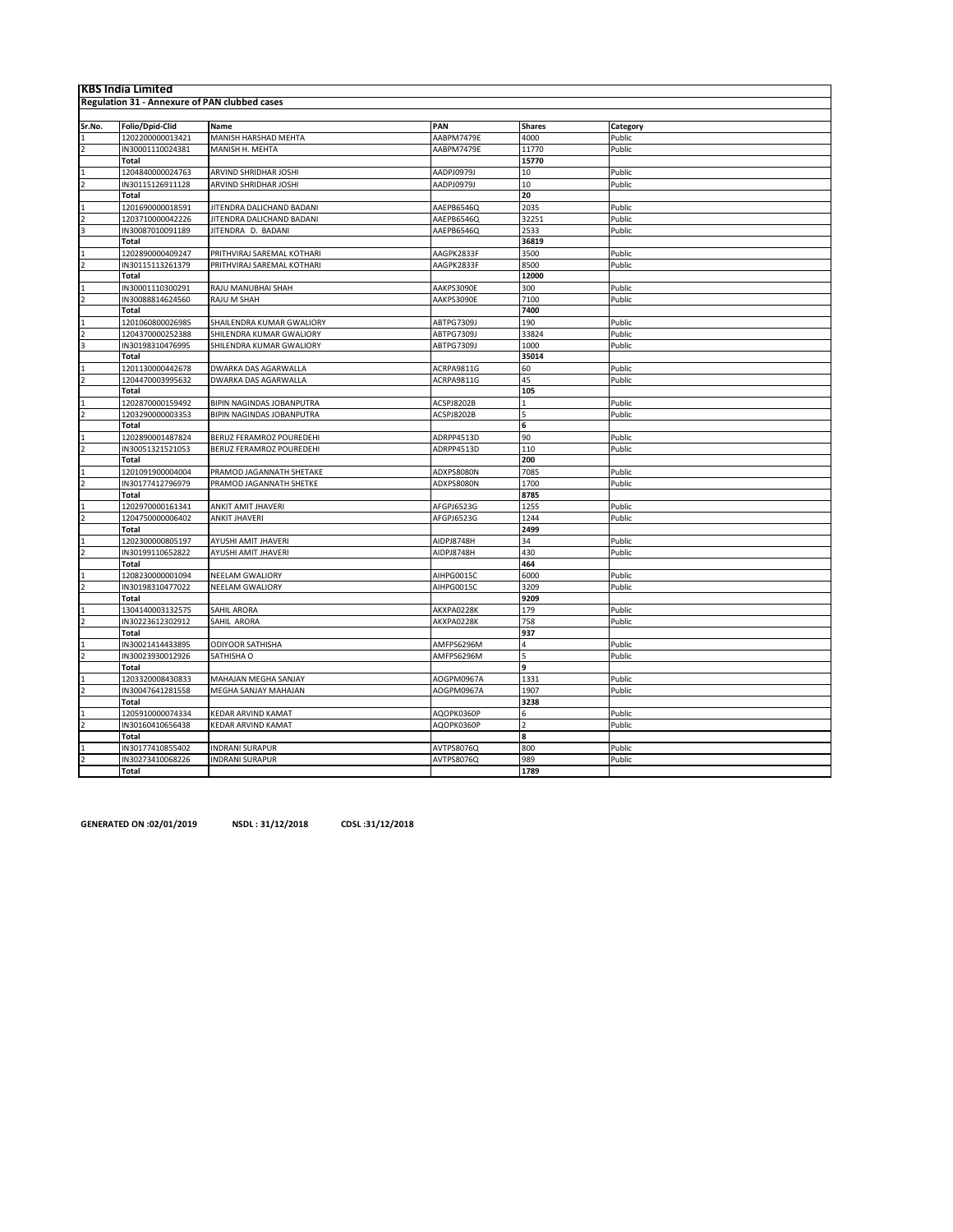# KBS India Limited

## Regulation 31 - Annexure of PAN clubbed cases

| Sr.No. | Folio/Dpid-Clid | Name | PAN | Shares | Category |
|---|---|---|---|---|---|
| 1 | 1202200000013421 | MANISH HARSHAD MEHTA | AABPM7479E | 4000 | Public |
| 2 | IN30001110024381 | MANISH H. MEHTA | AABPM7479E | 11770 | Public |
| | **Total** | | | **15770** | |
| 1 | 1204840000024763 | ARVIND SHRIDHAR JOSHI | AADPJ0979J | 10 | Public |
| 2 | IN30115126911128 | ARVIND SHRIDHAR JOSHI | AADPJ0979J | 10 | Public |
| | **Total** | | | **20** | |
| 1 | 1201690000018591 | JITENDRA DALICHAND BADANI | AAEPB6546Q | 2035 | Public |
| 2 | 1203710000042226 | JITENDRA DALICHAND BADANI | AAEPB6546Q | 32251 | Public |
| 3 | IN30087010091189 | JITENDRA D. BADANI | AAEPB6546Q | 2533 | Public |
| | **Total** | | | **36819** | |
| 1 | 1202890000409247 | PRITHVIRAJ SAREMAL KOTHARI | AAGPK2833F | 3500 | Public |
| 2 | IN30115113261379 | PRITHVIRAJ SAREMAL KOTHARI | AAGPK2833F | 8500 | Public |
| | **Total** | | | **12000** | |
| 1 | IN30001110300291 | RAJU MANUBHAI SHAH | AAKPS3090E | 300 | Public |
| 2 | IN30088814624560 | RAJU M SHAH | AAKPS3090E | 7100 | Public |
| | **Total** | | | **7400** | |
| 1 | 1201060800026985 | SHAILENDRA KUMAR GWALIORY | ABTPG7309J | 190 | Public |
| 2 | 1204370000252388 | SHILENDRA KUMAR GWALIORY | ABTPG7309J | 33824 | Public |
| 3 | IN30198310476995 | SHILENDRA KUMAR GWALIORY | ABTPG7309J | 1000 | Public |
| | **Total** | | | **35014** | |
| 1 | 1201130000442678 | DWARKA DAS AGARWALLA | ACRPA9811G | 60 | Public |
| 2 | 1204470003995632 | DWARKA DAS AGARWALLA | ACRPA9811G | 45 | Public |
| | **Total** | | | **105** | |
| 1 | 1202870000159492 | BIPIN NAGINDAS JOBANPUTRA | ACSPJ8202B | 1 | Public |
| 2 | 1203290000003353 | BIPIN NAGINDAS JOBANPUTRA | ACSPJ8202B | 5 | Public |
| | **Total** | | | **6** | |
| 1 | 1202890001487824 | BERUZ FERAMROZ POUREDEHI | ADRPP4513D | 90 | Public |
| 2 | IN30051321521053 | BERUZ FERAMROZ POUREDEHI | ADRPP4513D | 110 | Public |
| | **Total** | | | **200** | |
| 1 | 1201091900004004 | PRAMOD JAGANNATH SHETAKE | ADXPS8080N | 7085 | Public |
| 2 | IN30177412796979 | PRAMOD JAGANNATH SHETKE | ADXPS8080N | 1700 | Public |
| | **Total** | | | **8785** | |
| 1 | 1202970000161341 | ANKIT AMIT JHAVERI | AFGPJ6523G | 1255 | Public |
| 2 | 1204750000006402 | ANKIT JHAVERI | AFGPJ6523G | 1244 | Public |
| | **Total** | | | **2499** | |
| 1 | 1202300000805197 | AYUSHI AMIT JHAVERI | AIDPJ8748H | 34 | Public |
| 2 | IN30199110652822 | AYUSHI AMIT JHAVERI | AIDPJ8748H | 430 | Public |
| | **Total** | | | **464** | |
| 1 | 1208230000001094 | NEELAM GWALIORY | AIHPG0015C | 6000 | Public |
| 2 | IN30198310477022 | NEELAM GWALIORY | AIHPG0015C | 3209 | Public |
| | **Total** | | | **9209** | |
| 1 | 1304140003132575 | SAHIL ARORA | AKXPA0228K | 179 | Public |
| 2 | IN30223612302912 | SAHIL ARORA | AKXPA0228K | 758 | Public |
| | **Total** | | | **937** | |
| 1 | IN30021414433895 | ODIYOOR SATHISHA | AMFPS6296M | 4 | Public |
| 2 | IN30023930012926 | SATHISHA O | AMFPS6296M | 5 | Public |
| | **Total** | | | **9** | |
| 1 | 1203320008430833 | MAHAJAN MEGHA SANJAY | AOGPM0967A | 1331 | Public |
| 2 | IN30047641281558 | MEGHA SANJAY MAHAJAN | AOGPM0967A | 1907 | Public |
| | **Total** | | | **3238** | |
| 1 | 1205910000074334 | KEDAR ARVIND KAMAT | AQOPK0360P | 6 | Public |
| 2 | IN30160410656438 | KEDAR ARVIND KAMAT | AQOPK0360P | 2 | Public |
| | **Total** | | | **8** | |
| 1 | IN30177410855402 | INDRANI SURAPUR | AVTPS8076Q | 800 | Public |
| 2 | IN30273410068226 | INDRANI SURAPUR | AVTPS8076Q | 989 | Public |
| | **Total** | | | **1789** | |

**GENERATED ON :02/01/2019 NSDL : 31/12/2018 CDSL :31/12/2018**